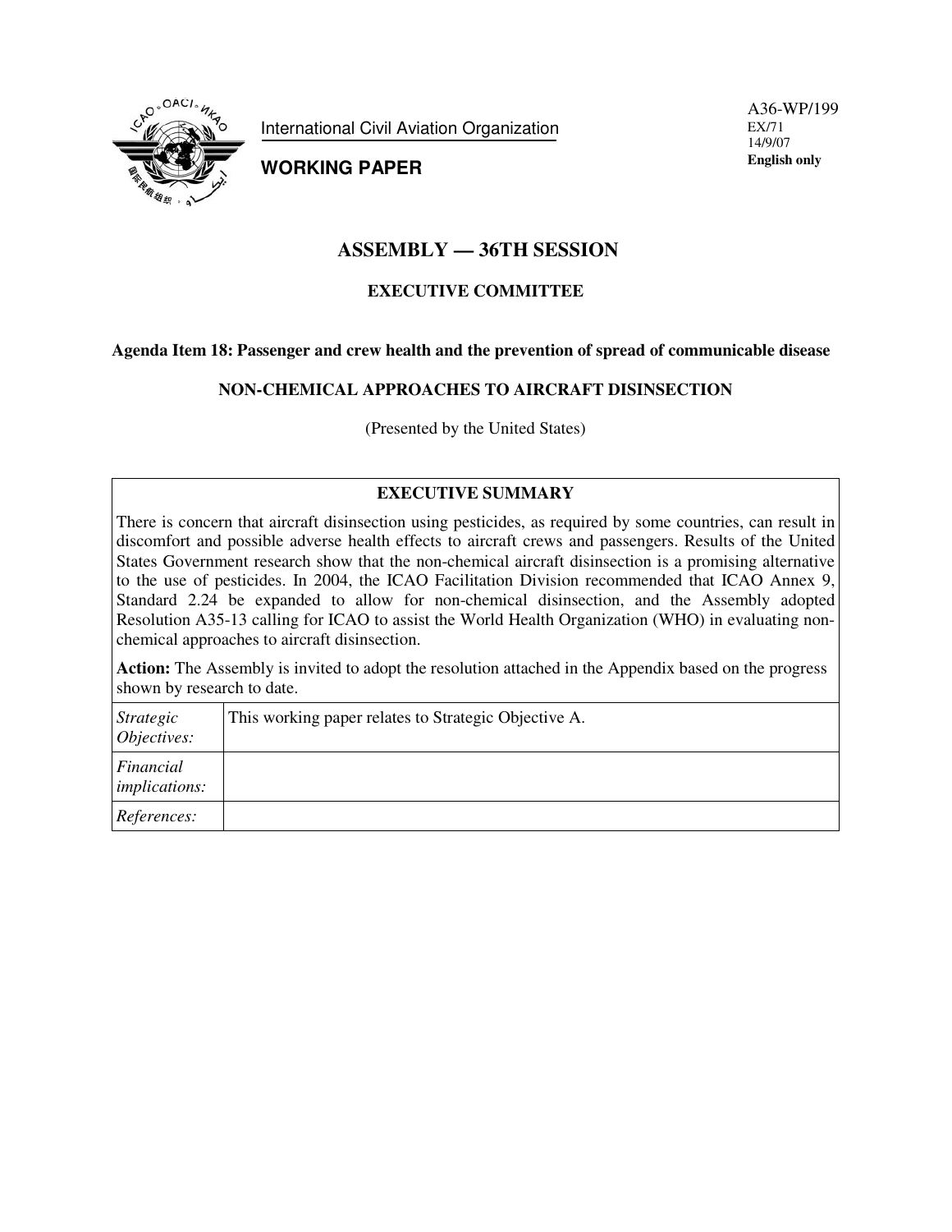International Civil Aviation Organization

**WORKING PAPER**

A36-WP/199
EX/71
14/9/07
**English only**

# ASSEMBLY — 36TH SESSION

## EXECUTIVE COMMITTEE

**Agenda Item 18: Passenger and crew health and the prevention of spread of communicable disease**

**NON-CHEMICAL APPROACHES TO AIRCRAFT DISINSECTION**

(Presented by the United States)

| **EXECUTIVE SUMMARY** | |
|---|---|
| There is concern that aircraft disinsection using pesticides, as required by some countries, can result in discomfort and possible adverse health effects to aircraft crews and passengers. Results of the United States Government research show that the non-chemical aircraft disinsection is a promising alternative to the use of pesticides. In 2004, the ICAO Facilitation Division recommended that ICAO Annex 9, Standard 2.24 be expanded to allow for non-chemical disinsection, and the Assembly adopted Resolution A35-13 calling for ICAO to assist the World Health Organization (WHO) in evaluating non-chemical approaches to aircraft disinsection.<br><br>**Action:** The Assembly is invited to adopt the resolution attached in the Appendix based on the progress shown by research to date. | |
| *Strategic Objectives:* | This working paper relates to Strategic Objective A. |
| *Financial implications:* | |
| *References:* | |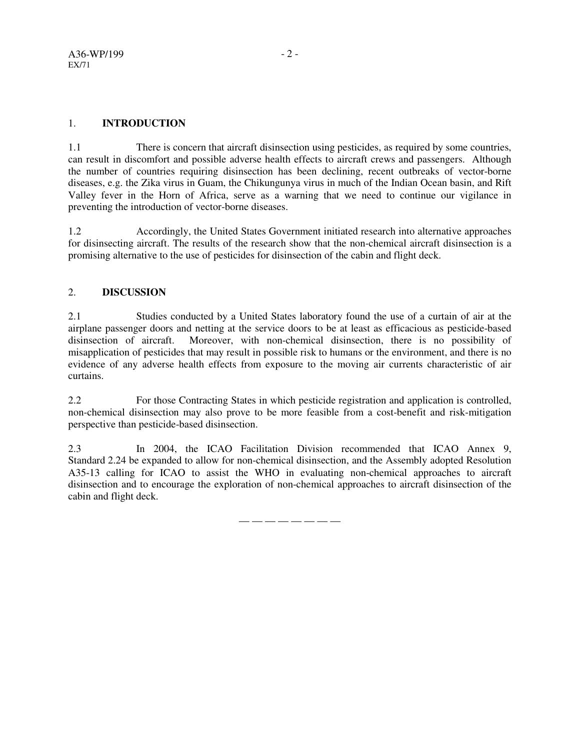## 1. INTRODUCTION

1.1 There is concern that aircraft disinsection using pesticides, as required by some countries, can result in discomfort and possible adverse health effects to aircraft crews and passengers. Although the number of countries requiring disinsection has been declining, recent outbreaks of vector-borne diseases, e.g. the Zika virus in Guam, the Chikungunya virus in much of the Indian Ocean basin, and Rift Valley fever in the Horn of Africa, serve as a warning that we need to continue our vigilance in preventing the introduction of vector-borne diseases.

1.2 Accordingly, the United States Government initiated research into alternative approaches for disinsecting aircraft. The results of the research show that the non-chemical aircraft disinsection is a promising alternative to the use of pesticides for disinsection of the cabin and flight deck.

## 2. DISCUSSION

2.1 Studies conducted by a United States laboratory found the use of a curtain of air at the airplane passenger doors and netting at the service doors to be at least as efficacious as pesticide-based disinsection of aircraft. Moreover, with non-chemical disinsection, there is no possibility of misapplication of pesticides that may result in possible risk to humans or the environment, and there is no evidence of any adverse health effects from exposure to the moving air currents characteristic of air curtains.

2.2 For those Contracting States in which pesticide registration and application is controlled, non-chemical disinsection may also prove to be more feasible from a cost-benefit and risk-mitigation perspective than pesticide-based disinsection.

2.3 In 2004, the ICAO Facilitation Division recommended that ICAO Annex 9, Standard 2.24 be expanded to allow for non-chemical disinsection, and the Assembly adopted Resolution A35-13 calling for ICAO to assist the WHO in evaluating non-chemical approaches to aircraft disinsection and to encourage the exploration of non-chemical approaches to aircraft disinsection of the cabin and flight deck.

— — — — — — — —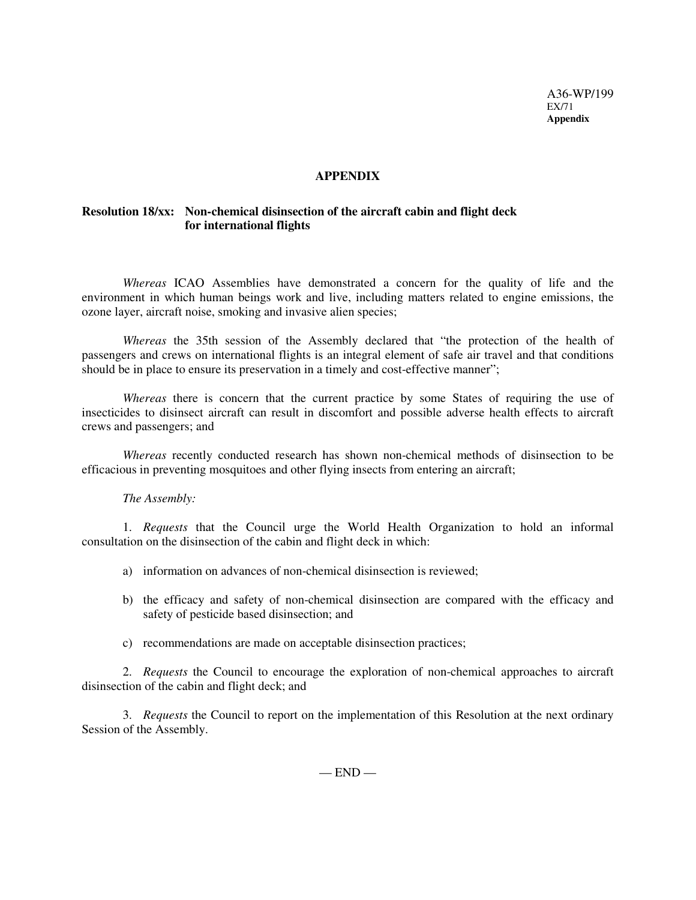## APPENDIX

### Resolution 18/xx: Non-chemical disinsection of the aircraft cabin and flight deck for international flights

*Whereas* ICAO Assemblies have demonstrated a concern for the quality of life and the environment in which human beings work and live, including matters related to engine emissions, the ozone layer, aircraft noise, smoking and invasive alien species;

*Whereas* the 35th session of the Assembly declared that "the protection of the health of passengers and crews on international flights is an integral element of safe air travel and that conditions should be in place to ensure its preservation in a timely and cost-effective manner";

*Whereas* there is concern that the current practice by some States of requiring the use of insecticides to disinsect aircraft can result in discomfort and possible adverse health effects to aircraft crews and passengers; and

*Whereas* recently conducted research has shown non-chemical methods of disinsection to be efficacious in preventing mosquitoes and other flying insects from entering an aircraft;

*The Assembly:*

1. *Requests* that the Council urge the World Health Organization to hold an informal consultation on the disinsection of the cabin and flight deck in which:

   a) information on advances of non-chemical disinsection is reviewed;

   b) the efficacy and safety of non-chemical disinsection are compared with the efficacy and safety of pesticide based disinsection; and

   c) recommendations are made on acceptable disinsection practices;

2. *Requests* the Council to encourage the exploration of non-chemical approaches to aircraft disinsection of the cabin and flight deck; and

3. *Requests* the Council to report on the implementation of this Resolution at the next ordinary Session of the Assembly.

— END —